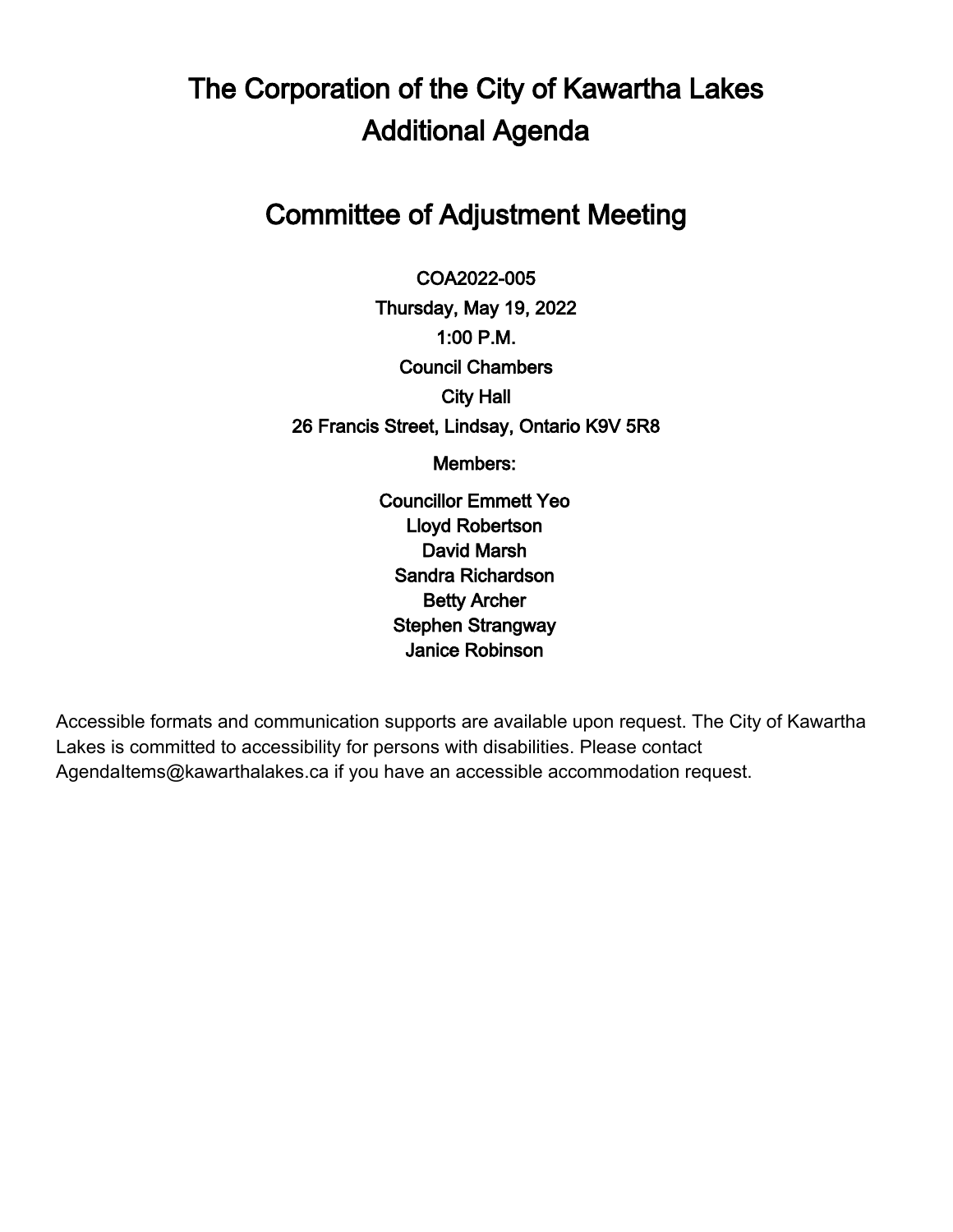# The Corporation of the City of Kawartha Lakes
# Additional Agenda

## Committee of Adjustment Meeting

COA2022-005

Thursday, May 19, 2022

1:00 P.M.

Council Chambers

City Hall

26 Francis Street, Lindsay, Ontario K9V 5R8

Members:

Councillor Emmett Yeo

Lloyd Robertson

David Marsh

Sandra Richardson

Betty Archer

Stephen Strangway

Janice Robinson

Accessible formats and communication supports are available upon request. The City of Kawartha Lakes is committed to accessibility for persons with disabilities. Please contact AgendaItems@kawarthalakes.ca if you have an accessible accommodation request.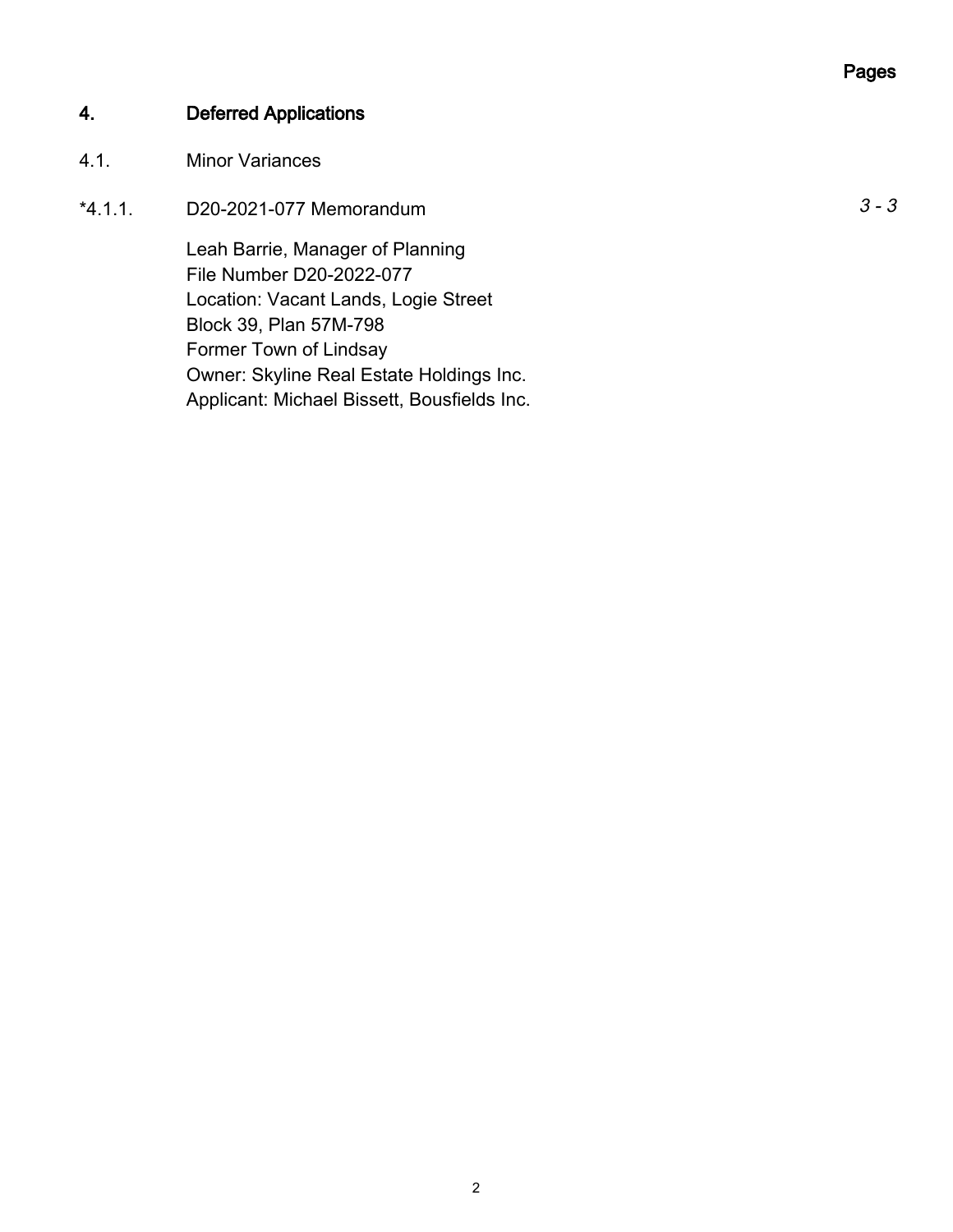Pages

## 4. Deferred Applications

### 4.1. Minor Variances

*4.1.1. D20-2021-077 Memorandum *3 - 3*

Leah Barrie, Manager of Planning
File Number D20-2022-077
Location: Vacant Lands, Logie Street
Block 39, Plan 57M-798
Former Town of Lindsay
Owner: Skyline Real Estate Holdings Inc.
Applicant: Michael Bissett, Bousfields Inc.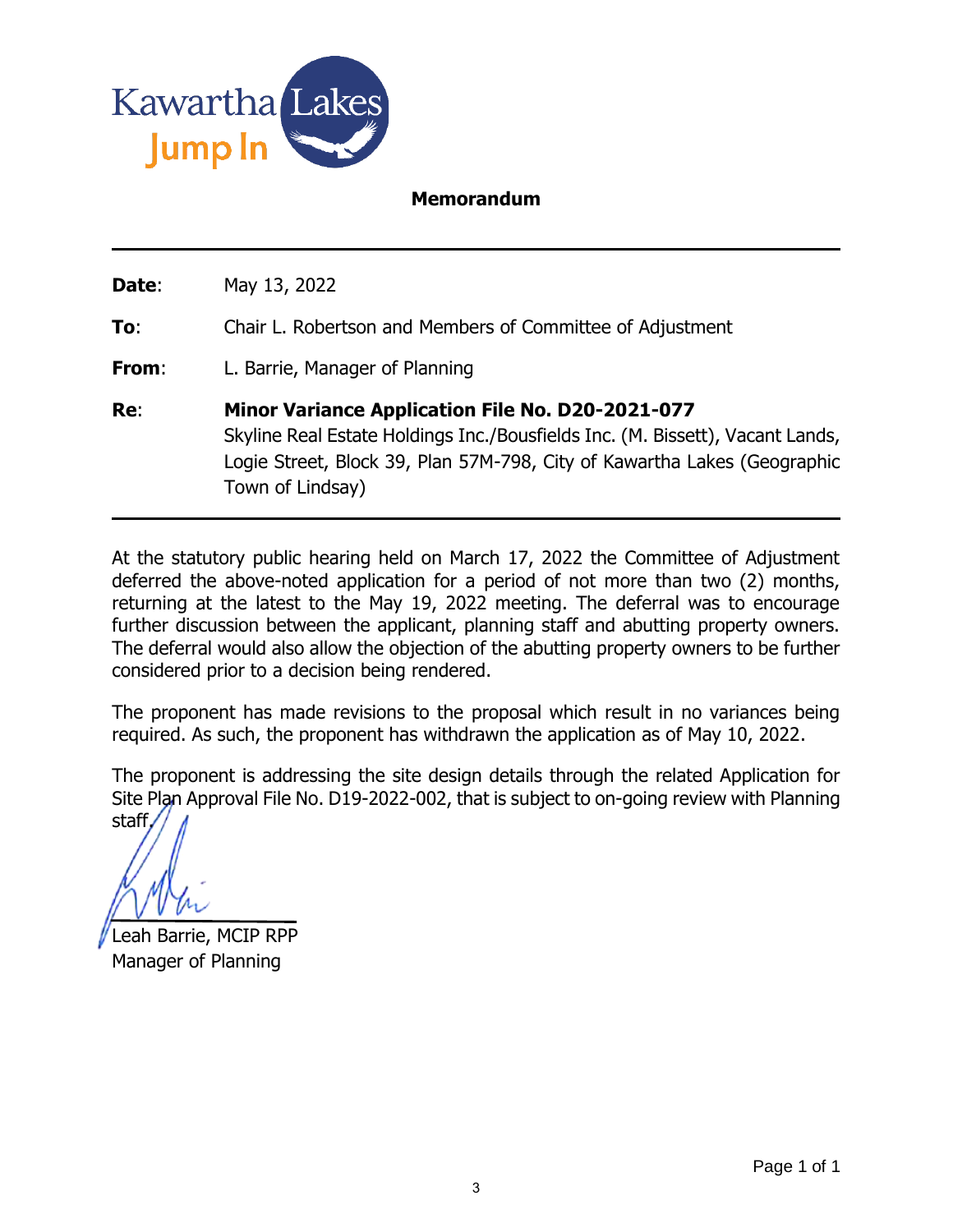Kawartha Lakes
Jump In

**Memorandum**

---

**Date**: May 13, 2022

**To**: Chair L. Robertson and Members of Committee of Adjustment

**From**: L. Barrie, Manager of Planning

**Re**: **Minor Variance Application File No. D20-2021-077**
Skyline Real Estate Holdings Inc./Bousfields Inc. (M. Bissett), Vacant Lands, Logie Street, Block 39, Plan 57M-798, City of Kawartha Lakes (Geographic Town of Lindsay)

---

At the statutory public hearing held on March 17, 2022 the Committee of Adjustment deferred the above-noted application for a period of not more than two (2) months, returning at the latest to the May 19, 2022 meeting. The deferral was to encourage further discussion between the applicant, planning staff and abutting property owners. The deferral would also allow the objection of the abutting property owners to be further considered prior to a decision being rendered.

The proponent has made revisions to the proposal which result in no variances being required. As such, the proponent has withdrawn the application as of May 10, 2022.

The proponent is addressing the site design details through the related Application for Site Plan Approval File No. D19-2022-002, that is subject to on-going review with Planning staff.

Leah Barrie, MCIP RPP
Manager of Planning